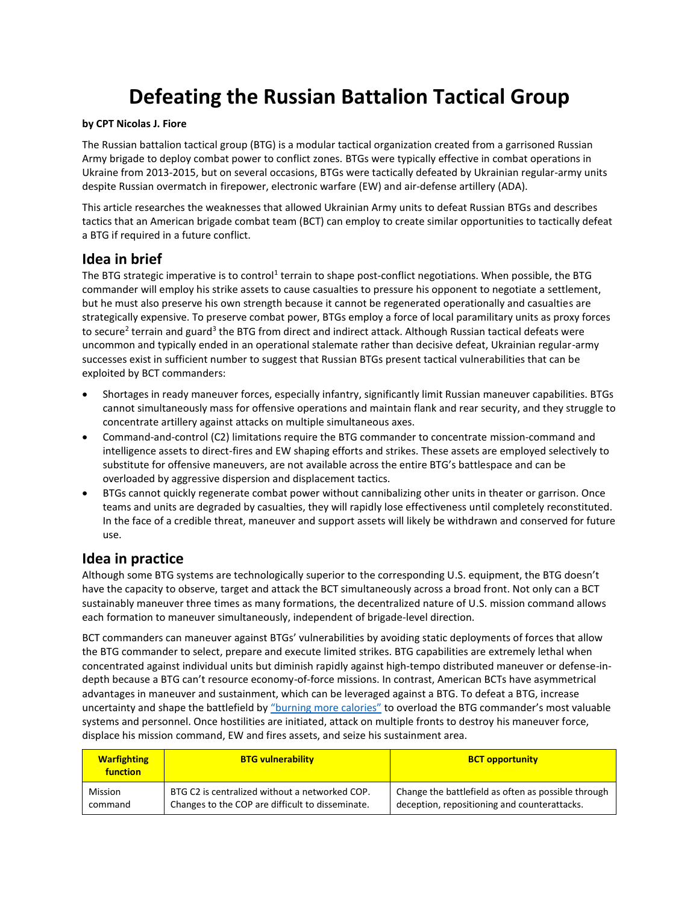# Defeating the Russian Battalion Tactical Group

**by CPT Nicolas J. Fiore**

The Russian battalion tactical group (BTG) is a modular tactical organization created from a garrisoned Russian Army brigade to deploy combat power to conflict zones. BTGs were typically effective in combat operations in Ukraine from 2013-2015, but on several occasions, BTGs were tactically defeated by Ukrainian regular-army units despite Russian overmatch in firepower, electronic warfare (EW) and air-defense artillery (ADA).

This article researches the weaknesses that allowed Ukrainian Army units to defeat Russian BTGs and describes tactics that an American brigade combat team (BCT) can employ to create similar opportunities to tactically defeat a BTG if required in a future conflict.

## Idea in brief

The BTG strategic imperative is to control[1] terrain to shape post-conflict negotiations. When possible, the BTG commander will employ his strike assets to cause casualties to pressure his opponent to negotiate a settlement, but he must also preserve his own strength because it cannot be regenerated operationally and casualties are strategically expensive. To preserve combat power, BTGs employ a force of local paramilitary units as proxy forces to secure[2] terrain and guard[3] the BTG from direct and indirect attack. Although Russian tactical defeats were uncommon and typically ended in an operational stalemate rather than decisive defeat, Ukrainian regular-army successes exist in sufficient number to suggest that Russian BTGs present tactical vulnerabilities that can be exploited by BCT commanders:

- Shortages in ready maneuver forces, especially infantry, significantly limit Russian maneuver capabilities. BTGs cannot simultaneously mass for offensive operations and maintain flank and rear security, and they struggle to concentrate artillery against attacks on multiple simultaneous axes.
- Command-and-control (C2) limitations require the BTG commander to concentrate mission-command and intelligence assets to direct-fires and EW shaping efforts and strikes. These assets are employed selectively to substitute for offensive maneuvers, are not available across the entire BTG's battlespace and can be overloaded by aggressive dispersion and displacement tactics.
- BTGs cannot quickly regenerate combat power without cannibalizing other units in theater or garrison. Once teams and units are degraded by casualties, they will rapidly lose effectiveness until completely reconstituted. In the face of a credible threat, maneuver and support assets will likely be withdrawn and conserved for future use.

## Idea in practice

Although some BTG systems are technologically superior to the corresponding U.S. equipment, the BTG doesn't have the capacity to observe, target and attack the BCT simultaneously across a broad front. Not only can a BCT sustainably maneuver three times as many formations, the decentralized nature of U.S. mission command allows each formation to maneuver simultaneously, independent of brigade-level direction.

BCT commanders can maneuver against BTGs' vulnerabilities by avoiding static deployments of forces that allow the BTG commander to select, prepare and execute limited strikes. BTG capabilities are extremely lethal when concentrated against individual units but diminish rapidly against high-tempo distributed maneuver or defense-in-depth because a BTG can't resource economy-of-force missions. In contrast, American BCTs have asymmetrical advantages in maneuver and sustainment, which can be leveraged against a BTG. To defeat a BTG, increase uncertainty and shape the battlefield by "burning more calories" to overload the BTG commander's most valuable systems and personnel. Once hostilities are initiated, attack on multiple fronts to destroy his maneuver force, displace his mission command, EW and fires assets, and seize his sustainment area.

| Warfighting function | BTG vulnerability | BCT opportunity |
|---|---|---|
| Mission command | BTG C2 is centralized without a networked COP. Changes to the COP are difficult to disseminate. | Change the battlefield as often as possible through deception, repositioning and counterattacks. |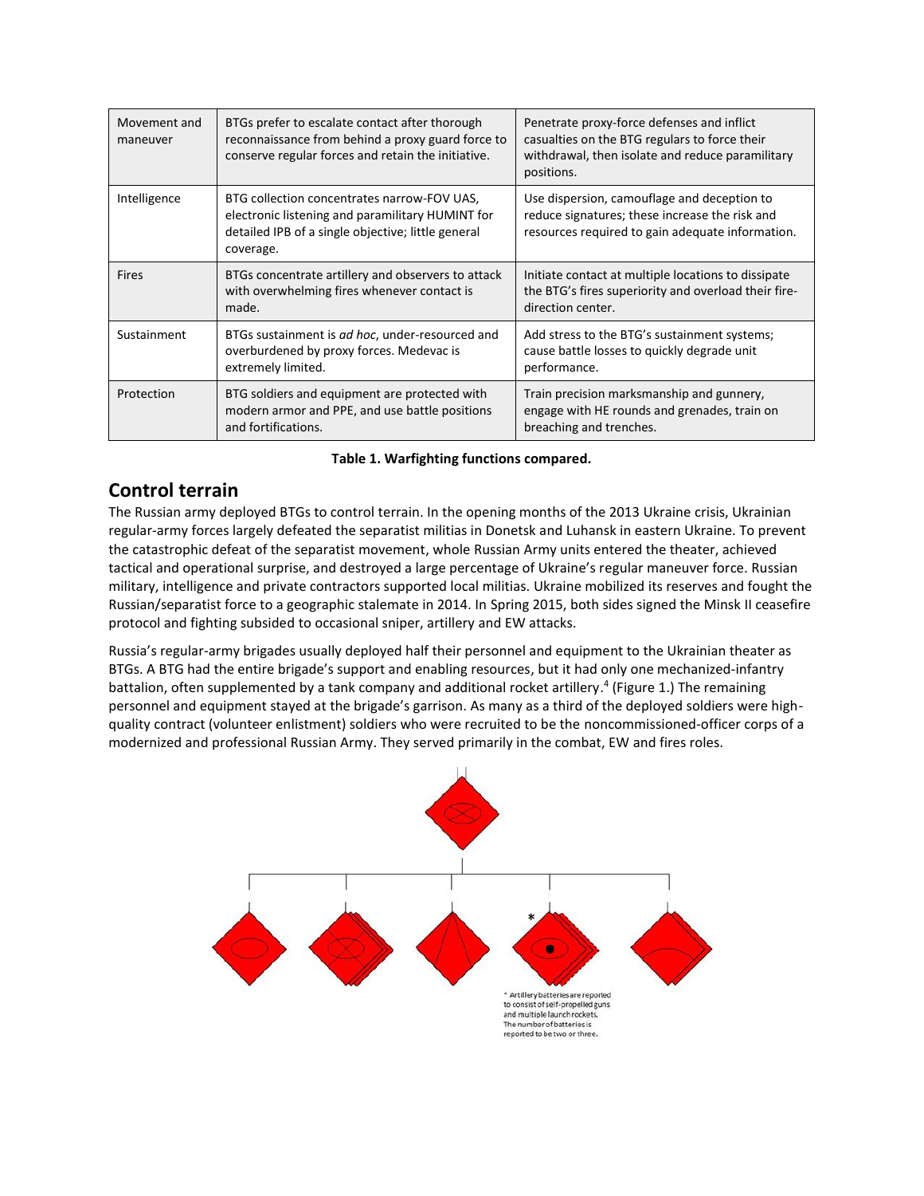| Movement and maneuver | BTGs prefer to escalate contact after thorough reconnaissance from behind a proxy guard force to conserve regular forces and retain the initiative. | Penetrate proxy-force defenses and inflict casualties on the BTG regulars to force their withdrawal, then isolate and reduce paramilitary positions. |
|---|---|---|
| Intelligence | BTG collection concentrates narrow-FOV UAS, electronic listening and paramilitary HUMINT for detailed IPB of a single objective; little general coverage. | Use dispersion, camouflage and deception to reduce signatures; these increase the risk and resources required to gain adequate information. |
| Fires | BTGs concentrate artillery and observers to attack with overwhelming fires whenever contact is made. | Initiate contact at multiple locations to dissipate the BTG's fires superiority and overload their fire-direction center. |
| Sustainment | BTGs sustainment is *ad hoc*, under-resourced and overburdened by proxy forces. Medevac is extremely limited. | Add stress to the BTG's sustainment systems; cause battle losses to quickly degrade unit performance. |
| Protection | BTG soldiers and equipment are protected with modern armor and PPE, and use battle positions and fortifications. | Train precision marksmanship and gunnery, engage with HE rounds and grenades, train on breaching and trenches. |

**Table 1. Warfighting functions compared.**

## Control terrain

The Russian army deployed BTGs to control terrain. In the opening months of the 2013 Ukraine crisis, Ukrainian regular-army forces largely defeated the separatist militias in Donetsk and Luhansk in eastern Ukraine. To prevent the catastrophic defeat of the separatist movement, whole Russian Army units entered the theater, achieved tactical and operational surprise, and destroyed a large percentage of Ukraine's regular maneuver force. Russian military, intelligence and private contractors supported local militias. Ukraine mobilized its reserves and fought the Russian/separatist force to a geographic stalemate in 2014. In Spring 2015, both sides signed the Minsk II ceasefire protocol and fighting subsided to occasional sniper, artillery and EW attacks.

Russia's regular-army brigades usually deployed half their personnel and equipment to the Ukrainian theater as BTGs. A BTG had the entire brigade's support and enabling resources, but it had only one mechanized-infantry battalion, often supplemented by a tank company and additional rocket artillery.[4] (Figure 1.) The remaining personnel and equipment stayed at the brigade's garrison. As many as a third of the deployed soldiers were high-quality contract (volunteer enlistment) soldiers who were recruited to be the noncommissioned-officer corps of a modernized and professional Russian Army. They served primarily in the combat, EW and fires roles.

\* Artillery batteries are reported to consist of self-propelled guns and multiple launch rockets. The number of batteries is reported to be two or three.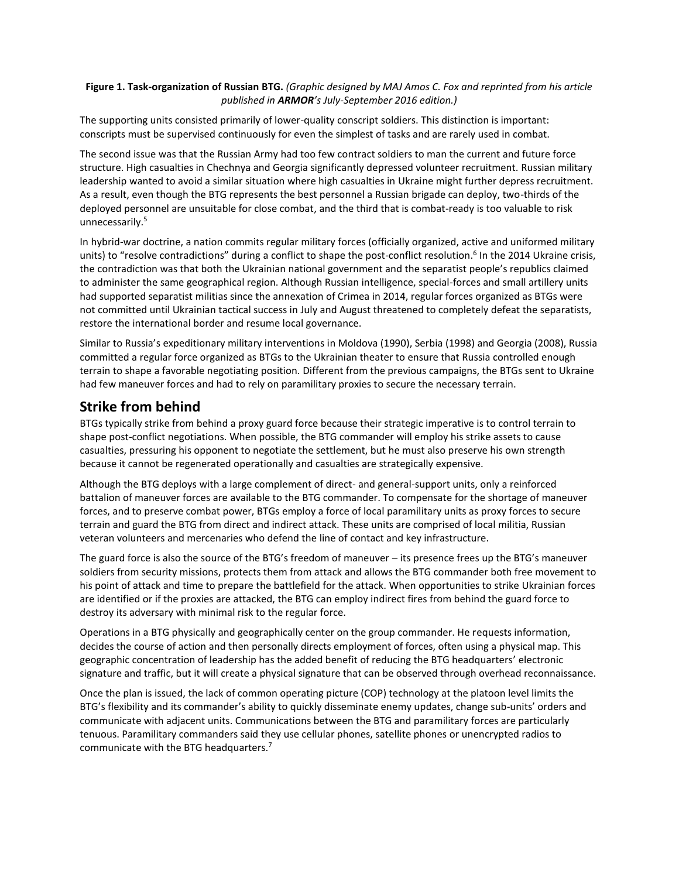**Figure 1. Task-organization of Russian BTG.** *(Graphic designed by MAJ Amos C. Fox and reprinted from his article published in **ARMOR**'s July-September 2016 edition.)*

The supporting units consisted primarily of lower-quality conscript soldiers. This distinction is important: conscripts must be supervised continuously for even the simplest of tasks and are rarely used in combat.

The second issue was that the Russian Army had too few contract soldiers to man the current and future force structure. High casualties in Chechnya and Georgia significantly depressed volunteer recruitment. Russian military leadership wanted to avoid a similar situation where high casualties in Ukraine might further depress recruitment. As a result, even though the BTG represents the best personnel a Russian brigade can deploy, two-thirds of the deployed personnel are unsuitable for close combat, and the third that is combat-ready is too valuable to risk unnecessarily.[5]

In hybrid-war doctrine, a nation commits regular military forces (officially organized, active and uniformed military units) to "resolve contradictions" during a conflict to shape the post-conflict resolution.[6] In the 2014 Ukraine crisis, the contradiction was that both the Ukrainian national government and the separatist people's republics claimed to administer the same geographical region. Although Russian intelligence, special-forces and small artillery units had supported separatist militias since the annexation of Crimea in 2014, regular forces organized as BTGs were not committed until Ukrainian tactical success in July and August threatened to completely defeat the separatists, restore the international border and resume local governance.

Similar to Russia's expeditionary military interventions in Moldova (1990), Serbia (1998) and Georgia (2008), Russia committed a regular force organized as BTGs to the Ukrainian theater to ensure that Russia controlled enough terrain to shape a favorable negotiating position. Different from the previous campaigns, the BTGs sent to Ukraine had few maneuver forces and had to rely on paramilitary proxies to secure the necessary terrain.

## Strike from behind

BTGs typically strike from behind a proxy guard force because their strategic imperative is to control terrain to shape post-conflict negotiations. When possible, the BTG commander will employ his strike assets to cause casualties, pressuring his opponent to negotiate the settlement, but he must also preserve his own strength because it cannot be regenerated operationally and casualties are strategically expensive.

Although the BTG deploys with a large complement of direct- and general-support units, only a reinforced battalion of maneuver forces are available to the BTG commander. To compensate for the shortage of maneuver forces, and to preserve combat power, BTGs employ a force of local paramilitary units as proxy forces to secure terrain and guard the BTG from direct and indirect attack. These units are comprised of local militia, Russian veteran volunteers and mercenaries who defend the line of contact and key infrastructure.

The guard force is also the source of the BTG's freedom of maneuver – its presence frees up the BTG's maneuver soldiers from security missions, protects them from attack and allows the BTG commander both free movement to his point of attack and time to prepare the battlefield for the attack. When opportunities to strike Ukrainian forces are identified or if the proxies are attacked, the BTG can employ indirect fires from behind the guard force to destroy its adversary with minimal risk to the regular force.

Operations in a BTG physically and geographically center on the group commander. He requests information, decides the course of action and then personally directs employment of forces, often using a physical map. This geographic concentration of leadership has the added benefit of reducing the BTG headquarters' electronic signature and traffic, but it will create a physical signature that can be observed through overhead reconnaissance.

Once the plan is issued, the lack of common operating picture (COP) technology at the platoon level limits the BTG's flexibility and its commander's ability to quickly disseminate enemy updates, change sub-units' orders and communicate with adjacent units. Communications between the BTG and paramilitary forces are particularly tenuous. Paramilitary commanders said they use cellular phones, satellite phones or unencrypted radios to communicate with the BTG headquarters.[7]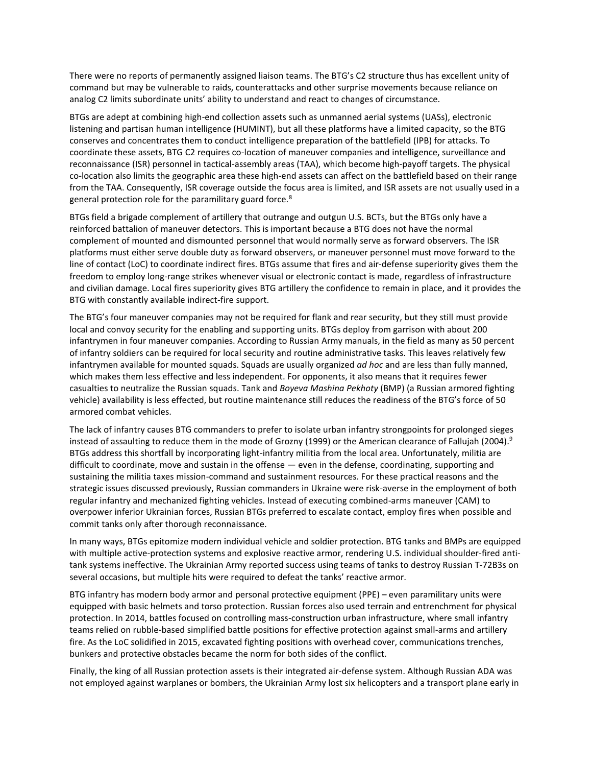There were no reports of permanently assigned liaison teams. The BTG's C2 structure thus has excellent unity of command but may be vulnerable to raids, counterattacks and other surprise movements because reliance on analog C2 limits subordinate units' ability to understand and react to changes of circumstance.

BTGs are adept at combining high-end collection assets such as unmanned aerial systems (UASs), electronic listening and partisan human intelligence (HUMINT), but all these platforms have a limited capacity, so the BTG conserves and concentrates them to conduct intelligence preparation of the battlefield (IPB) for attacks. To coordinate these assets, BTG C2 requires co-location of maneuver companies and intelligence, surveillance and reconnaissance (ISR) personnel in tactical-assembly areas (TAA), which become high-payoff targets. The physical co-location also limits the geographic area these high-end assets can affect on the battlefield based on their range from the TAA. Consequently, ISR coverage outside the focus area is limited, and ISR assets are not usually used in a general protection role for the paramilitary guard force.[8]

BTGs field a brigade complement of artillery that outrange and outgun U.S. BCTs, but the BTGs only have a reinforced battalion of maneuver detectors. This is important because a BTG does not have the normal complement of mounted and dismounted personnel that would normally serve as forward observers. The ISR platforms must either serve double duty as forward observers, or maneuver personnel must move forward to the line of contact (LoC) to coordinate indirect fires. BTGs assume that fires and air-defense superiority gives them the freedom to employ long-range strikes whenever visual or electronic contact is made, regardless of infrastructure and civilian damage. Local fires superiority gives BTG artillery the confidence to remain in place, and it provides the BTG with constantly available indirect-fire support.

The BTG's four maneuver companies may not be required for flank and rear security, but they still must provide local and convoy security for the enabling and supporting units. BTGs deploy from garrison with about 200 infantrymen in four maneuver companies. According to Russian Army manuals, in the field as many as 50 percent of infantry soldiers can be required for local security and routine administrative tasks. This leaves relatively few infantrymen available for mounted squads. Squads are usually organized *ad hoc* and are less than fully manned, which makes them less effective and less independent. For opponents, it also means that it requires fewer casualties to neutralize the Russian squads. Tank and *Boyeva Mashina Pekhoty* (BMP) (a Russian armored fighting vehicle) availability is less effected, but routine maintenance still reduces the readiness of the BTG's force of 50 armored combat vehicles.

The lack of infantry causes BTG commanders to prefer to isolate urban infantry strongpoints for prolonged sieges instead of assaulting to reduce them in the mode of Grozny (1999) or the American clearance of Fallujah (2004).[9] BTGs address this shortfall by incorporating light-infantry militia from the local area. Unfortunately, militia are difficult to coordinate, move and sustain in the offense — even in the defense, coordinating, supporting and sustaining the militia taxes mission-command and sustainment resources. For these practical reasons and the strategic issues discussed previously, Russian commanders in Ukraine were risk-averse in the employment of both regular infantry and mechanized fighting vehicles. Instead of executing combined-arms maneuver (CAM) to overpower inferior Ukrainian forces, Russian BTGs preferred to escalate contact, employ fires when possible and commit tanks only after thorough reconnaissance.

In many ways, BTGs epitomize modern individual vehicle and soldier protection. BTG tanks and BMPs are equipped with multiple active-protection systems and explosive reactive armor, rendering U.S. individual shoulder-fired anti-tank systems ineffective. The Ukrainian Army reported success using teams of tanks to destroy Russian T-72B3s on several occasions, but multiple hits were required to defeat the tanks' reactive armor.

BTG infantry has modern body armor and personal protective equipment (PPE) – even paramilitary units were equipped with basic helmets and torso protection. Russian forces also used terrain and entrenchment for physical protection. In 2014, battles focused on controlling mass-construction urban infrastructure, where small infantry teams relied on rubble-based simplified battle positions for effective protection against small-arms and artillery fire. As the LoC solidified in 2015, excavated fighting positions with overhead cover, communications trenches, bunkers and protective obstacles became the norm for both sides of the conflict.

Finally, the king of all Russian protection assets is their integrated air-defense system. Although Russian ADA was not employed against warplanes or bombers, the Ukrainian Army lost six helicopters and a transport plane early in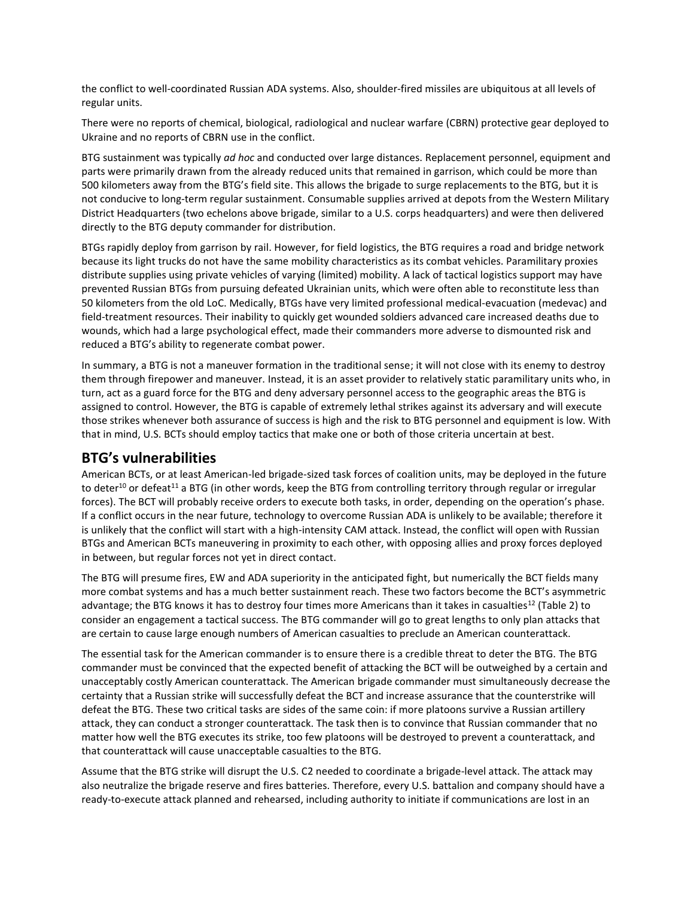the conflict to well-coordinated Russian ADA systems. Also, shoulder-fired missiles are ubiquitous at all levels of regular units.

There were no reports of chemical, biological, radiological and nuclear warfare (CBRN) protective gear deployed to Ukraine and no reports of CBRN use in the conflict.

BTG sustainment was typically *ad hoc* and conducted over large distances. Replacement personnel, equipment and parts were primarily drawn from the already reduced units that remained in garrison, which could be more than 500 kilometers away from the BTG's field site. This allows the brigade to surge replacements to the BTG, but it is not conducive to long-term regular sustainment. Consumable supplies arrived at depots from the Western Military District Headquarters (two echelons above brigade, similar to a U.S. corps headquarters) and were then delivered directly to the BTG deputy commander for distribution.

BTGs rapidly deploy from garrison by rail. However, for field logistics, the BTG requires a road and bridge network because its light trucks do not have the same mobility characteristics as its combat vehicles. Paramilitary proxies distribute supplies using private vehicles of varying (limited) mobility. A lack of tactical logistics support may have prevented Russian BTGs from pursuing defeated Ukrainian units, which were often able to reconstitute less than 50 kilometers from the old LoC. Medically, BTGs have very limited professional medical-evacuation (medevac) and field-treatment resources. Their inability to quickly get wounded soldiers advanced care increased deaths due to wounds, which had a large psychological effect, made their commanders more adverse to dismounted risk and reduced a BTG's ability to regenerate combat power.

In summary, a BTG is not a maneuver formation in the traditional sense; it will not close with its enemy to destroy them through firepower and maneuver. Instead, it is an asset provider to relatively static paramilitary units who, in turn, act as a guard force for the BTG and deny adversary personnel access to the geographic areas the BTG is assigned to control. However, the BTG is capable of extremely lethal strikes against its adversary and will execute those strikes whenever both assurance of success is high and the risk to BTG personnel and equipment is low. With that in mind, U.S. BCTs should employ tactics that make one or both of those criteria uncertain at best.

## BTG's vulnerabilities

American BCTs, or at least American-led brigade-sized task forces of coalition units, may be deployed in the future to deter[10] or defeat[11] a BTG (in other words, keep the BTG from controlling territory through regular or irregular forces). The BCT will probably receive orders to execute both tasks, in order, depending on the operation's phase. If a conflict occurs in the near future, technology to overcome Russian ADA is unlikely to be available; therefore it is unlikely that the conflict will start with a high-intensity CAM attack. Instead, the conflict will open with Russian BTGs and American BCTs maneuvering in proximity to each other, with opposing allies and proxy forces deployed in between, but regular forces not yet in direct contact.

The BTG will presume fires, EW and ADA superiority in the anticipated fight, but numerically the BCT fields many more combat systems and has a much better sustainment reach. These two factors become the BCT's asymmetric advantage; the BTG knows it has to destroy four times more Americans than it takes in casualties[12] (Table 2) to consider an engagement a tactical success. The BTG commander will go to great lengths to only plan attacks that are certain to cause large enough numbers of American casualties to preclude an American counterattack.

The essential task for the American commander is to ensure there is a credible threat to deter the BTG. The BTG commander must be convinced that the expected benefit of attacking the BCT will be outweighed by a certain and unacceptably costly American counterattack. The American brigade commander must simultaneously decrease the certainty that a Russian strike will successfully defeat the BCT and increase assurance that the counterstrike will defeat the BTG. These two critical tasks are sides of the same coin: if more platoons survive a Russian artillery attack, they can conduct a stronger counterattack. The task then is to convince that Russian commander that no matter how well the BTG executes its strike, too few platoons will be destroyed to prevent a counterattack, and that counterattack will cause unacceptable casualties to the BTG.

Assume that the BTG strike will disrupt the U.S. C2 needed to coordinate a brigade-level attack. The attack may also neutralize the brigade reserve and fires batteries. Therefore, every U.S. battalion and company should have a ready-to-execute attack planned and rehearsed, including authority to initiate if communications are lost in an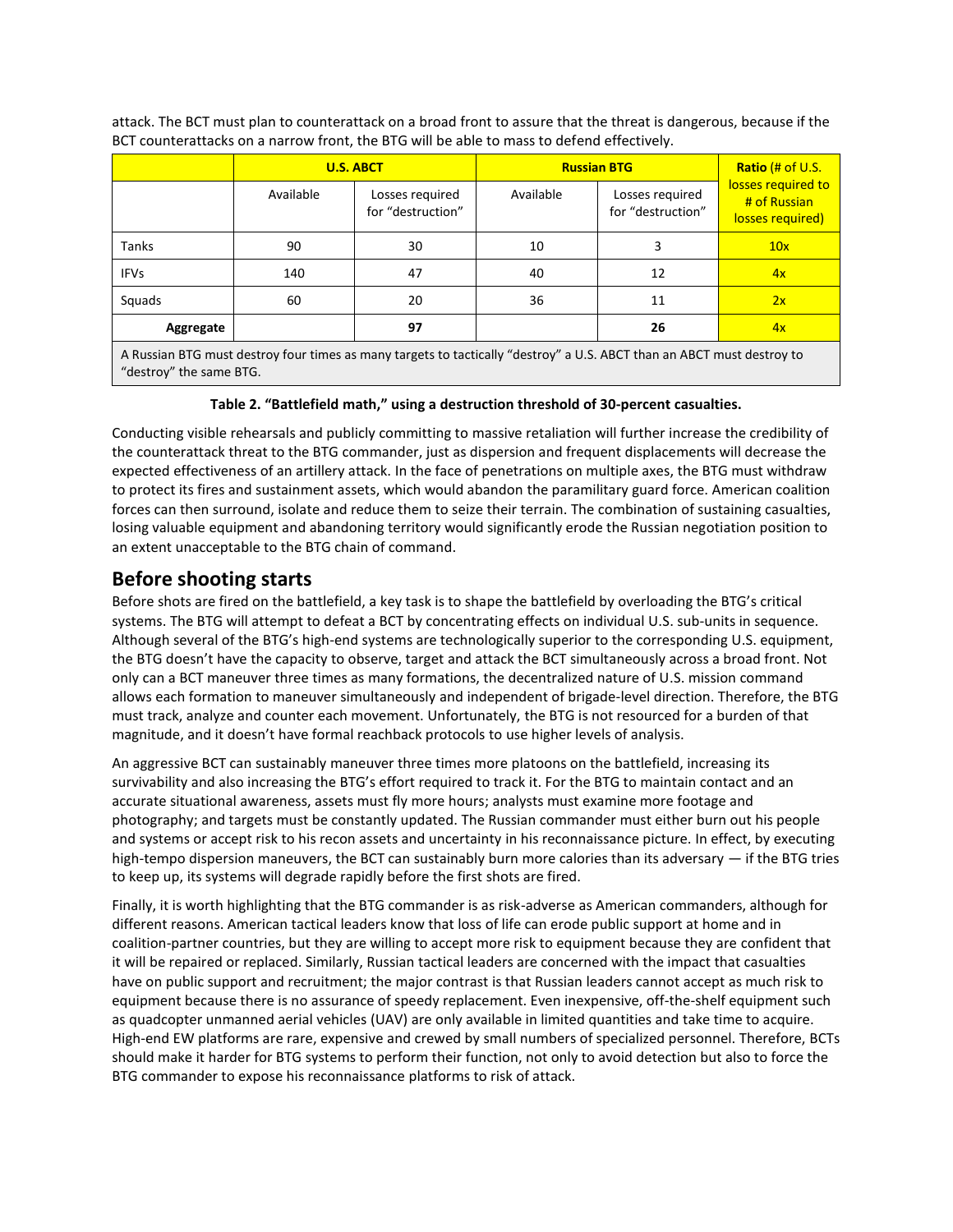attack. The BCT must plan to counterattack on a broad front to assure that the threat is dangerous, because if the BCT counterattacks on a narrow front, the BTG will be able to mass to defend effectively.

| | **U.S. ABCT** | | **Russian BTG** | | **Ratio** (# of U.S. losses required to # of Russian losses required) |
|---|---|---|---|---|---|
| | Available | Losses required for "destruction" | Available | Losses required for "destruction" | |
| Tanks | 90 | 30 | 10 | 3 | 10x |
| IFVs | 140 | 47 | 40 | 12 | 4x |
| Squads | 60 | 20 | 36 | 11 | 2x |
| **Aggregate** | | **97** | | **26** | 4x |
| A Russian BTG must destroy four times as many targets to tactically "destroy" a U.S. ABCT than an ABCT must destroy to "destroy" the same BTG. | | | | | |

**Table 2. "Battlefield math," using a destruction threshold of 30-percent casualties.**

Conducting visible rehearsals and publicly committing to massive retaliation will further increase the credibility of the counterattack threat to the BTG commander, just as dispersion and frequent displacements will decrease the expected effectiveness of an artillery attack. In the face of penetrations on multiple axes, the BTG must withdraw to protect its fires and sustainment assets, which would abandon the paramilitary guard force. American coalition forces can then surround, isolate and reduce them to seize their terrain. The combination of sustaining casualties, losing valuable equipment and abandoning territory would significantly erode the Russian negotiation position to an extent unacceptable to the BTG chain of command.

## Before shooting starts

Before shots are fired on the battlefield, a key task is to shape the battlefield by overloading the BTG's critical systems. The BTG will attempt to defeat a BCT by concentrating effects on individual U.S. sub-units in sequence. Although several of the BTG's high-end systems are technologically superior to the corresponding U.S. equipment, the BTG doesn't have the capacity to observe, target and attack the BCT simultaneously across a broad front. Not only can a BCT maneuver three times as many formations, the decentralized nature of U.S. mission command allows each formation to maneuver simultaneously and independent of brigade-level direction. Therefore, the BTG must track, analyze and counter each movement. Unfortunately, the BTG is not resourced for a burden of that magnitude, and it doesn't have formal reachback protocols to use higher levels of analysis.

An aggressive BCT can sustainably maneuver three times more platoons on the battlefield, increasing its survivability and also increasing the BTG's effort required to track it. For the BTG to maintain contact and an accurate situational awareness, assets must fly more hours; analysts must examine more footage and photography; and targets must be constantly updated. The Russian commander must either burn out his people and systems or accept risk to his recon assets and uncertainty in his reconnaissance picture. In effect, by executing high-tempo dispersion maneuvers, the BCT can sustainably burn more calories than its adversary — if the BTG tries to keep up, its systems will degrade rapidly before the first shots are fired.

Finally, it is worth highlighting that the BTG commander is as risk-adverse as American commanders, although for different reasons. American tactical leaders know that loss of life can erode public support at home and in coalition-partner countries, but they are willing to accept more risk to equipment because they are confident that it will be repaired or replaced. Similarly, Russian tactical leaders are concerned with the impact that casualties have on public support and recruitment; the major contrast is that Russian leaders cannot accept as much risk to equipment because there is no assurance of speedy replacement. Even inexpensive, off-the-shelf equipment such as quadcopter unmanned aerial vehicles (UAV) are only available in limited quantities and take time to acquire. High-end EW platforms are rare, expensive and crewed by small numbers of specialized personnel. Therefore, BCTs should make it harder for BTG systems to perform their function, not only to avoid detection but also to force the BTG commander to expose his reconnaissance platforms to risk of attack.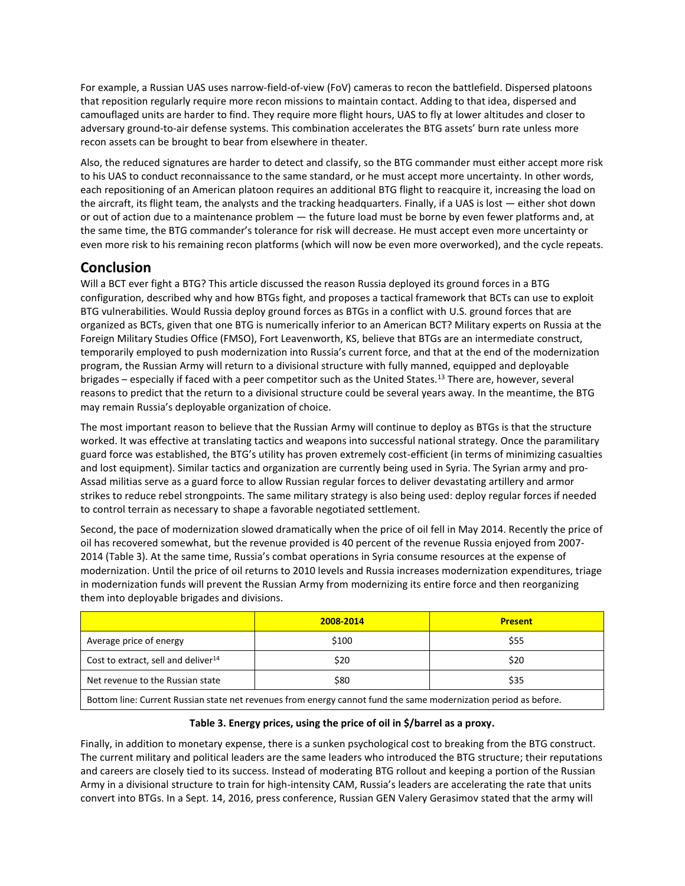For example, a Russian UAS uses narrow-field-of-view (FoV) cameras to recon the battlefield. Dispersed platoons that reposition regularly require more recon missions to maintain contact. Adding to that idea, dispersed and camouflaged units are harder to find. They require more flight hours, UAS to fly at lower altitudes and closer to adversary ground-to-air defense systems. This combination accelerates the BTG assets' burn rate unless more recon assets can be brought to bear from elsewhere in theater.

Also, the reduced signatures are harder to detect and classify, so the BTG commander must either accept more risk to his UAS to conduct reconnaissance to the same standard, or he must accept more uncertainty. In other words, each repositioning of an American platoon requires an additional BTG flight to reacquire it, increasing the load on the aircraft, its flight team, the analysts and the tracking headquarters. Finally, if a UAS is lost — either shot down or out of action due to a maintenance problem — the future load must be borne by even fewer platforms and, at the same time, the BTG commander's tolerance for risk will decrease. He must accept even more uncertainty or even more risk to his remaining recon platforms (which will now be even more overworked), and the cycle repeats.

## Conclusion

Will a BCT ever fight a BTG? This article discussed the reason Russia deployed its ground forces in a BTG configuration, described why and how BTGs fight, and proposes a tactical framework that BCTs can use to exploit BTG vulnerabilities. Would Russia deploy ground forces as BTGs in a conflict with U.S. ground forces that are organized as BCTs, given that one BTG is numerically inferior to an American BCT? Military experts on Russia at the Foreign Military Studies Office (FMSO), Fort Leavenworth, KS, believe that BTGs are an intermediate construct, temporarily employed to push modernization into Russia's current force, and that at the end of the modernization program, the Russian Army will return to a divisional structure with fully manned, equipped and deployable brigades – especially if faced with a peer competitor such as the United States.[13] There are, however, several reasons to predict that the return to a divisional structure could be several years away. In the meantime, the BTG may remain Russia's deployable organization of choice.

The most important reason to believe that the Russian Army will continue to deploy as BTGs is that the structure worked. It was effective at translating tactics and weapons into successful national strategy. Once the paramilitary guard force was established, the BTG's utility has proven extremely cost-efficient (in terms of minimizing casualties and lost equipment). Similar tactics and organization are currently being used in Syria. The Syrian army and pro-Assad militias serve as a guard force to allow Russian regular forces to deliver devastating artillery and armor strikes to reduce rebel strongpoints. The same military strategy is also being used: deploy regular forces if needed to control terrain as necessary to shape a favorable negotiated settlement.

Second, the pace of modernization slowed dramatically when the price of oil fell in May 2014. Recently the price of oil has recovered somewhat, but the revenue provided is 40 percent of the revenue Russia enjoyed from 2007-2014 (Table 3). At the same time, Russia's combat operations in Syria consume resources at the expense of modernization. Until the price of oil returns to 2010 levels and Russia increases modernization expenditures, triage in modernization funds will prevent the Russian Army from modernizing its entire force and then reorganizing them into deployable brigades and divisions.

| | 2008-2014 | Present |
|---|---|---|
| Average price of energy | $100 | $55 |
| Cost to extract, sell and deliver[14] | $20 | $20 |
| Net revenue to the Russian state | $80 | $35 |
| Bottom line: Current Russian state net revenues from energy cannot fund the same modernization period as before. | | |

**Table 3. Energy prices, using the price of oil in $/barrel as a proxy.**

Finally, in addition to monetary expense, there is a sunken psychological cost to breaking from the BTG construct. The current military and political leaders are the same leaders who introduced the BTG structure; their reputations and careers are closely tied to its success. Instead of moderating BTG rollout and keeping a portion of the Russian Army in a divisional structure to train for high-intensity CAM, Russia's leaders are accelerating the rate that units convert into BTGs. In a Sept. 14, 2016, press conference, Russian GEN Valery Gerasimov stated that the army will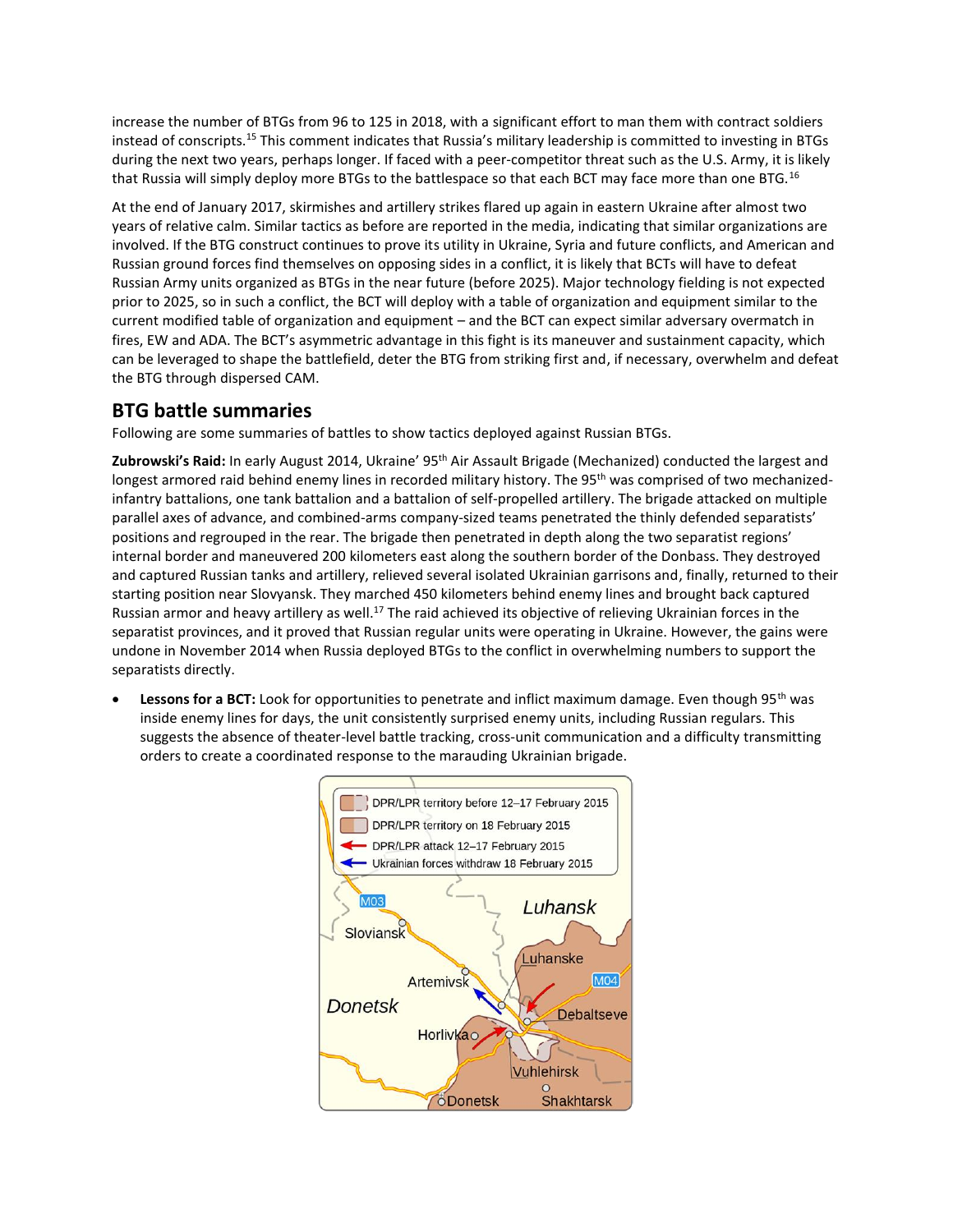increase the number of BTGs from 96 to 125 in 2018, with a significant effort to man them with contract soldiers instead of conscripts.[15] This comment indicates that Russia's military leadership is committed to investing in BTGs during the next two years, perhaps longer. If faced with a peer-competitor threat such as the U.S. Army, it is likely that Russia will simply deploy more BTGs to the battlespace so that each BCT may face more than one BTG.[16]

At the end of January 2017, skirmishes and artillery strikes flared up again in eastern Ukraine after almost two years of relative calm. Similar tactics as before are reported in the media, indicating that similar organizations are involved. If the BTG construct continues to prove its utility in Ukraine, Syria and future conflicts, and American and Russian ground forces find themselves on opposing sides in a conflict, it is likely that BCTs will have to defeat Russian Army units organized as BTGs in the near future (before 2025). Major technology fielding is not expected prior to 2025, so in such a conflict, the BCT will deploy with a table of organization and equipment similar to the current modified table of organization and equipment – and the BCT can expect similar adversary overmatch in fires, EW and ADA. The BCT's asymmetric advantage in this fight is its maneuver and sustainment capacity, which can be leveraged to shape the battlefield, deter the BTG from striking first and, if necessary, overwhelm and defeat the BTG through dispersed CAM.

## BTG battle summaries

Following are some summaries of battles to show tactics deployed against Russian BTGs.

**Zubrowski's Raid:** In early August 2014, Ukraine' 95th Air Assault Brigade (Mechanized) conducted the largest and longest armored raid behind enemy lines in recorded military history. The 95th was comprised of two mechanized-infantry battalions, one tank battalion and a battalion of self-propelled artillery. The brigade attacked on multiple parallel axes of advance, and combined-arms company-sized teams penetrated the thinly defended separatists' positions and regrouped in the rear. The brigade then penetrated in depth along the two separatist regions' internal border and maneuvered 200 kilometers east along the southern border of the Donbass. They destroyed and captured Russian tanks and artillery, relieved several isolated Ukrainian garrisons and, finally, returned to their starting position near Slovyansk. They marched 450 kilometers behind enemy lines and brought back captured Russian armor and heavy artillery as well.[17] The raid achieved its objective of relieving Ukrainian forces in the separatist provinces, and it proved that Russian regular units were operating in Ukraine. However, the gains were undone in November 2014 when Russia deployed BTGs to the conflict in overwhelming numbers to support the separatists directly.

- **Lessons for a BCT:** Look for opportunities to penetrate and inflict maximum damage. Even though 95th was inside enemy lines for days, the unit consistently surprised enemy units, including Russian regulars. This suggests the absence of theater-level battle tracking, cross-unit communication and a difficulty transmitting orders to create a coordinated response to the marauding Ukrainian brigade.

DPR/LPR territory before 12–17 February 2015
DPR/LPR territory on 18 February 2015
DPR/LPR attack 12–17 February 2015
Ukrainian forces withdraw 18 February 2015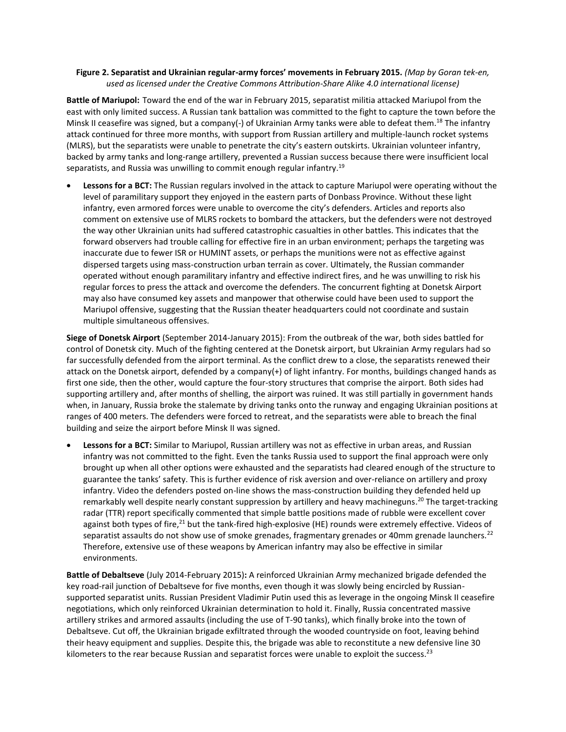**Figure 2. Separatist and Ukrainian regular-army forces' movements in February 2015.** *(Map by Goran tek-en, used as licensed under the Creative Commons Attribution-Share Alike 4.0 international license)*

**Battle of Mariupol:** Toward the end of the war in February 2015, separatist militia attacked Mariupol from the east with only limited success. A Russian tank battalion was committed to the fight to capture the town before the Minsk II ceasefire was signed, but a company(-) of Ukrainian Army tanks were able to defeat them.[18] The infantry attack continued for three more months, with support from Russian artillery and multiple-launch rocket systems (MLRS), but the separatists were unable to penetrate the city's eastern outskirts. Ukrainian volunteer infantry, backed by army tanks and long-range artillery, prevented a Russian success because there were insufficient local separatists, and Russia was unwilling to commit enough regular infantry.[19]

- **Lessons for a BCT:** The Russian regulars involved in the attack to capture Mariupol were operating without the level of paramilitary support they enjoyed in the eastern parts of Donbass Province. Without these light infantry, even armored forces were unable to overcome the city's defenders. Articles and reports also comment on extensive use of MLRS rockets to bombard the attackers, but the defenders were not destroyed the way other Ukrainian units had suffered catastrophic casualties in other battles. This indicates that the forward observers had trouble calling for effective fire in an urban environment; perhaps the targeting was inaccurate due to fewer ISR or HUMINT assets, or perhaps the munitions were not as effective against dispersed targets using mass-construction urban terrain as cover. Ultimately, the Russian commander operated without enough paramilitary infantry and effective indirect fires, and he was unwilling to risk his regular forces to press the attack and overcome the defenders. The concurrent fighting at Donetsk Airport may also have consumed key assets and manpower that otherwise could have been used to support the Mariupol offensive, suggesting that the Russian theater headquarters could not coordinate and sustain multiple simultaneous offensives.

**Siege of Donetsk Airport** (September 2014-January 2015): From the outbreak of the war, both sides battled for control of Donetsk city. Much of the fighting centered at the Donetsk airport, but Ukrainian Army regulars had so far successfully defended from the airport terminal. As the conflict drew to a close, the separatists renewed their attack on the Donetsk airport, defended by a company(+) of light infantry. For months, buildings changed hands as first one side, then the other, would capture the four-story structures that comprise the airport. Both sides had supporting artillery and, after months of shelling, the airport was ruined. It was still partially in government hands when, in January, Russia broke the stalemate by driving tanks onto the runway and engaging Ukrainian positions at ranges of 400 meters. The defenders were forced to retreat, and the separatists were able to breach the final building and seize the airport before Minsk II was signed.

- **Lessons for a BCT:** Similar to Mariupol, Russian artillery was not as effective in urban areas, and Russian infantry was not committed to the fight. Even the tanks Russia used to support the final approach were only brought up when all other options were exhausted and the separatists had cleared enough of the structure to guarantee the tanks' safety. This is further evidence of risk aversion and over-reliance on artillery and proxy infantry. Video the defenders posted on-line shows the mass-construction building they defended held up remarkably well despite nearly constant suppression by artillery and heavy machineguns.[20] The target-tracking radar (TTR) report specifically commented that simple battle positions made of rubble were excellent cover against both types of fire,[21] but the tank-fired high-explosive (HE) rounds were extremely effective. Videos of separatist assaults do not show use of smoke grenades, fragmentary grenades or 40mm grenade launchers.[22] Therefore, extensive use of these weapons by American infantry may also be effective in similar environments.

**Battle of Debaltseve** (July 2014-February 2015)**:** A reinforced Ukrainian Army mechanized brigade defended the key road-rail junction of Debaltseve for five months, even though it was slowly being encircled by Russian-supported separatist units. Russian President Vladimir Putin used this as leverage in the ongoing Minsk II ceasefire negotiations, which only reinforced Ukrainian determination to hold it. Finally, Russia concentrated massive artillery strikes and armored assaults (including the use of T-90 tanks), which finally broke into the town of Debaltseve. Cut off, the Ukrainian brigade exfiltrated through the wooded countryside on foot, leaving behind their heavy equipment and supplies. Despite this, the brigade was able to reconstitute a new defensive line 30 kilometers to the rear because Russian and separatist forces were unable to exploit the success.[23]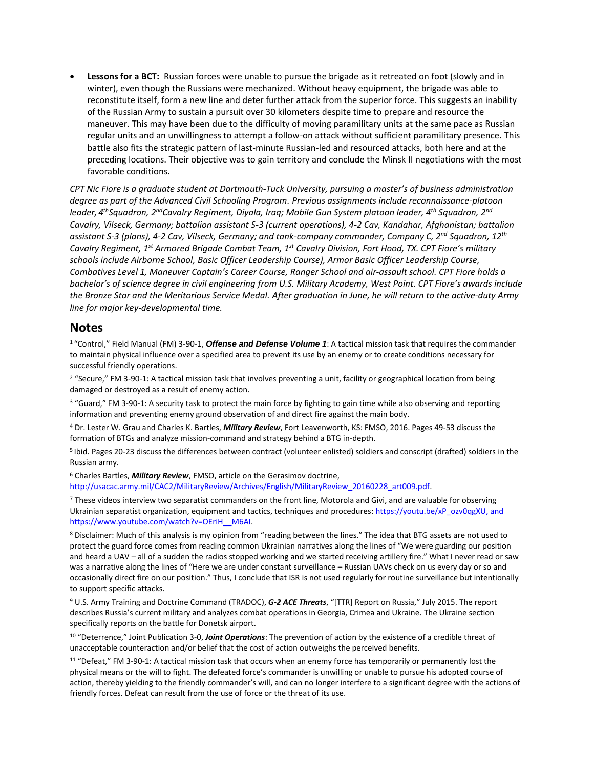- **Lessons for a BCT:** Russian forces were unable to pursue the brigade as it retreated on foot (slowly and in winter), even though the Russians were mechanized. Without heavy equipment, the brigade was able to reconstitute itself, form a new line and deter further attack from the superior force. This suggests an inability of the Russian Army to sustain a pursuit over 30 kilometers despite time to prepare and resource the maneuver. This may have been due to the difficulty of moving paramilitary units at the same pace as Russian regular units and an unwillingness to attempt a follow-on attack without sufficient paramilitary presence. This battle also fits the strategic pattern of last-minute Russian-led and resourced attacks, both here and at the preceding locations. Their objective was to gain territory and conclude the Minsk II negotiations with the most favorable conditions.

*CPT Nic Fiore is a graduate student at Dartmouth-Tuck University, pursuing a master's of business administration degree as part of the Advanced Civil Schooling Program. Previous assignments include reconnaissance-platoon leader, 4th Squadron, 2nd Cavalry Regiment, Diyala, Iraq; Mobile Gun System platoon leader, 4th Squadron, 2nd Cavalry, Vilseck, Germany; battalion assistant S-3 (current operations), 4-2 Cav, Kandahar, Afghanistan; battalion assistant S-3 (plans), 4-2 Cav, Vilseck, Germany; and tank-company commander, Company C, 2nd Squadron, 12th Cavalry Regiment, 1st Armored Brigade Combat Team, 1st Cavalry Division, Fort Hood, TX. CPT Fiore's military schools include Airborne School, Basic Officer Leadership Course), Armor Basic Officer Leadership Course, Combatives Level 1, Maneuver Captain's Career Course, Ranger School and air-assault school. CPT Fiore holds a bachelor's of science degree in civil engineering from U.S. Military Academy, West Point. CPT Fiore's awards include the Bronze Star and the Meritorious Service Medal. After graduation in June, he will return to the active-duty Army line for major key-developmental time.*

## Notes

[1] "Control," Field Manual (FM) 3-90-1, ***Offense and Defense Volume 1***: A tactical mission task that requires the commander to maintain physical influence over a specified area to prevent its use by an enemy or to create conditions necessary for successful friendly operations.

[2] "Secure," FM 3-90-1: A tactical mission task that involves preventing a unit, facility or geographical location from being damaged or destroyed as a result of enemy action.

[3] "Guard," FM 3-90-1: A security task to protect the main force by fighting to gain time while also observing and reporting information and preventing enemy ground observation of and direct fire against the main body.

[4] Dr. Lester W. Grau and Charles K. Bartles, ***Military Review***, Fort Leavenworth, KS: FMSO, 2016. Pages 49-53 discuss the formation of BTGs and analyze mission-command and strategy behind a BTG in-depth.

[5] Ibid. Pages 20-23 discuss the differences between contract (volunteer enlisted) soldiers and conscript (drafted) soldiers in the Russian army.

[6] Charles Bartles, ***Military Review***, FMSO, article on the Gerasimov doctrine, http://usacac.army.mil/CAC2/MilitaryReview/Archives/English/MilitaryReview_20160228_art009.pdf.

[7] These videos interview two separatist commanders on the front line, Motorola and Givi, and are valuable for observing Ukrainian separatist organization, equipment and tactics, techniques and procedures: https://youtu.be/xP_ozv0qgXU, and https://www.youtube.com/watch?v=OEriH__M6AI.

[8] Disclaimer: Much of this analysis is my opinion from "reading between the lines." The idea that BTG assets are not used to protect the guard force comes from reading common Ukrainian narratives along the lines of "We were guarding our position and heard a UAV – all of a sudden the radios stopped working and we started receiving artillery fire." What I never read or saw was a narrative along the lines of "Here we are under constant surveillance – Russian UAVs check on us every day or so and occasionally direct fire on our position." Thus, I conclude that ISR is not used regularly for routine surveillance but intentionally to support specific attacks.

[9] U.S. Army Training and Doctrine Command (TRADOC), ***G-2 ACE Threats***, "[TTR] Report on Russia," July 2015. The report describes Russia's current military and analyzes combat operations in Georgia, Crimea and Ukraine. The Ukraine section specifically reports on the battle for Donetsk airport.

[10] "Deterrence," Joint Publication 3-0, ***Joint Operations***: The prevention of action by the existence of a credible threat of unacceptable counteraction and/or belief that the cost of action outweighs the perceived benefits.

[11] "Defeat," FM 3-90-1: A tactical mission task that occurs when an enemy force has temporarily or permanently lost the physical means or the will to fight. The defeated force's commander is unwilling or unable to pursue his adopted course of action, thereby yielding to the friendly commander's will, and can no longer interfere to a significant degree with the actions of friendly forces. Defeat can result from the use of force or the threat of its use.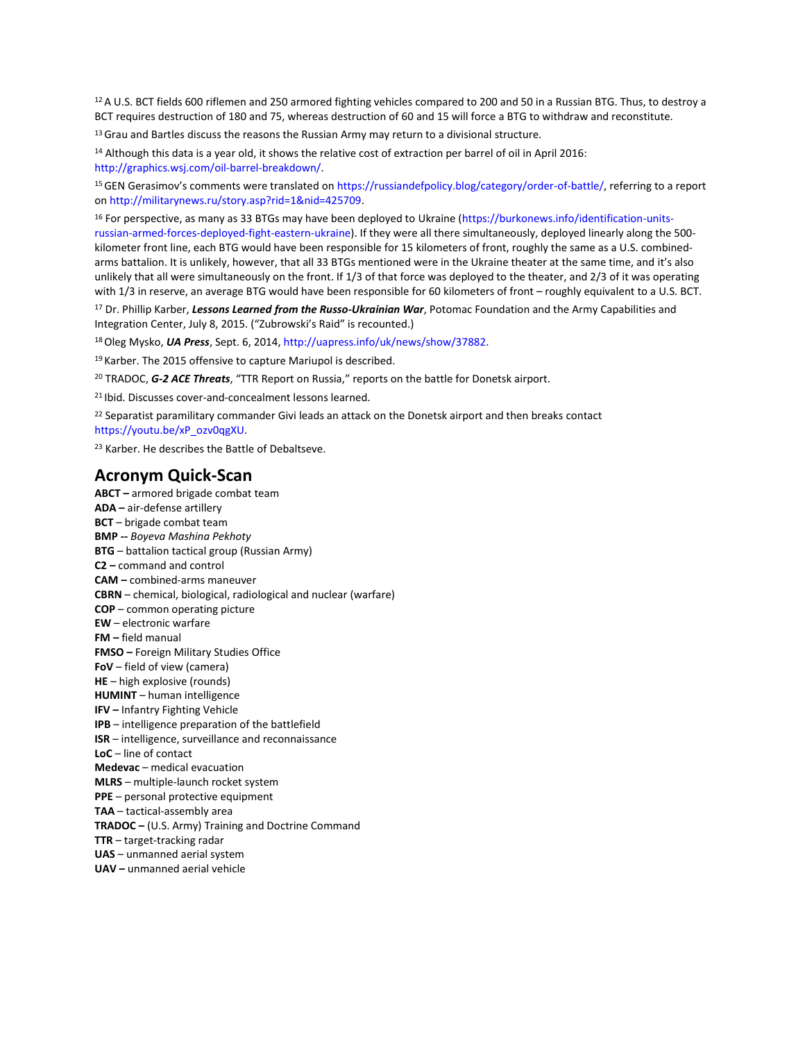[12] A U.S. BCT fields 600 riflemen and 250 armored fighting vehicles compared to 200 and 50 in a Russian BTG. Thus, to destroy a BCT requires destruction of 180 and 75, whereas destruction of 60 and 15 will force a BTG to withdraw and reconstitute.

[13] Grau and Bartles discuss the reasons the Russian Army may return to a divisional structure.

[14] Although this data is a year old, it shows the relative cost of extraction per barrel of oil in April 2016: http://graphics.wsj.com/oil-barrel-breakdown/.

[15] GEN Gerasimov's comments were translated on https://russiandefpolicy.blog/category/order-of-battle/, referring to a report on http://militarynews.ru/story.asp?rid=1&nid=425709.

[16] For perspective, as many as 33 BTGs may have been deployed to Ukraine (https://burkonews.info/identification-units-russian-armed-forces-deployed-fight-eastern-ukraine). If they were all there simultaneously, deployed linearly along the 500-kilometer front line, each BTG would have been responsible for 15 kilometers of front, roughly the same as a U.S. combined-arms battalion. It is unlikely, however, that all 33 BTGs mentioned were in the Ukraine theater at the same time, and it's also unlikely that all were simultaneously on the front. If 1/3 of that force was deployed to the theater, and 2/3 of it was operating with 1/3 in reserve, an average BTG would have been responsible for 60 kilometers of front – roughly equivalent to a U.S. BCT.

[17] Dr. Phillip Karber, ***Lessons Learned from the Russo-Ukrainian War***, Potomac Foundation and the Army Capabilities and Integration Center, July 8, 2015. ("Zubrowski's Raid" is recounted.)

[18] Oleg Mysko, ***UA Press***, Sept. 6, 2014, http://uapress.info/uk/news/show/37882.

[19] Karber. The 2015 offensive to capture Mariupol is described.

[20] TRADOC, ***G-2 ACE Threats***, "TTR Report on Russia," reports on the battle for Donetsk airport.

[21] Ibid. Discusses cover-and-concealment lessons learned.

[22] Separatist paramilitary commander Givi leads an attack on the Donetsk airport and then breaks contact https://youtu.be/xP_ozv0qgXU.

[23] Karber. He describes the Battle of Debaltseve.

## Acronym Quick-Scan

**ABCT –** armored brigade combat team
**ADA –** air-defense artillery
**BCT** – brigade combat team
**BMP --** *Boyeva Mashina Pekhoty*
**BTG** – battalion tactical group (Russian Army)
**C2 –** command and control
**CAM –** combined-arms maneuver
**CBRN** – chemical, biological, radiological and nuclear (warfare)
**COP** – common operating picture
**EW** – electronic warfare
**FM –** field manual
**FMSO –** Foreign Military Studies Office
**FoV** – field of view (camera)
**HE** – high explosive (rounds)
**HUMINT** – human intelligence
**IFV –** Infantry Fighting Vehicle
**IPB** – intelligence preparation of the battlefield
**ISR** – intelligence, surveillance and reconnaissance
**LoC** – line of contact
**Medevac** – medical evacuation
**MLRS** – multiple-launch rocket system
**PPE** – personal protective equipment
**TAA** – tactical-assembly area
**TRADOC –** (U.S. Army) Training and Doctrine Command
**TTR** – target-tracking radar
**UAS** – unmanned aerial system
**UAV –** unmanned aerial vehicle